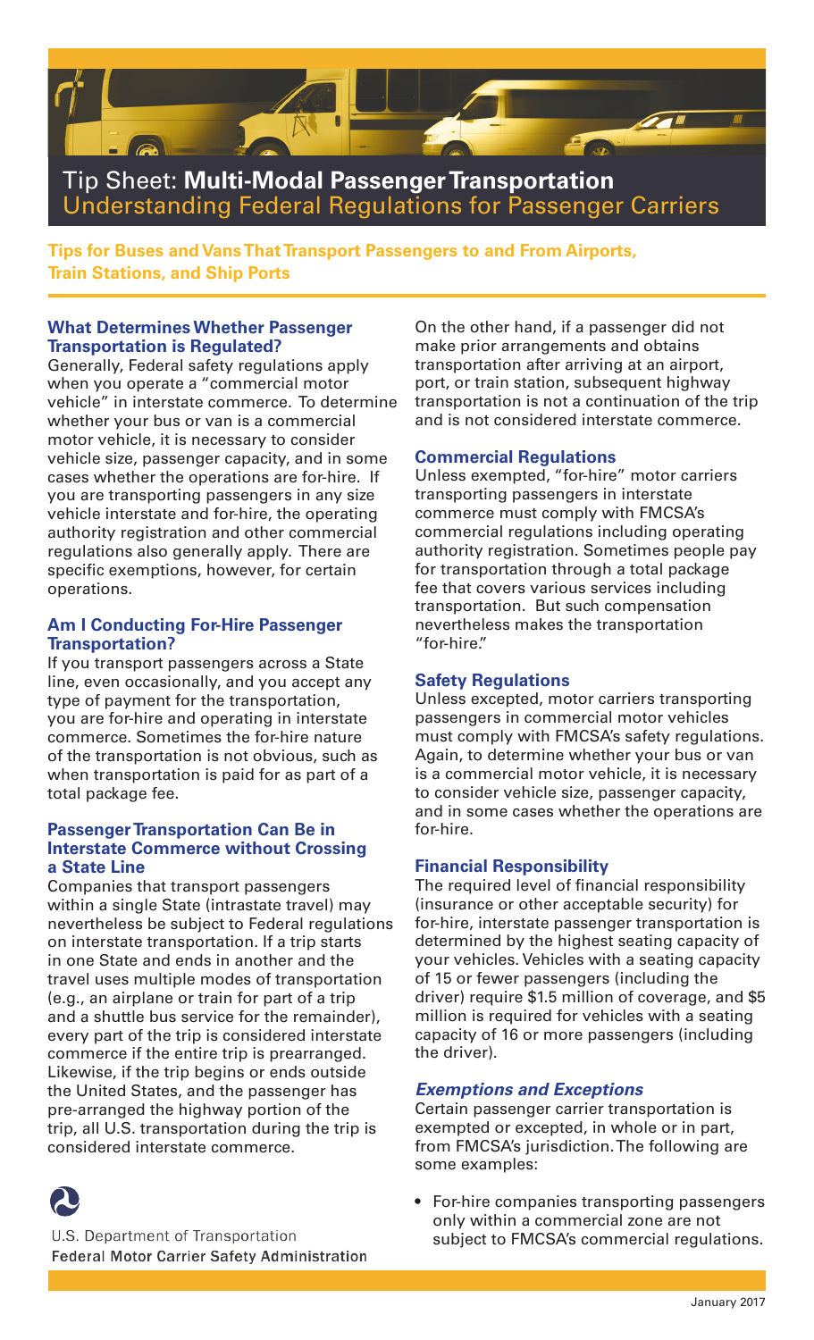# Tip Sheet: **Multi-Modal Passenger Transportation**

## Understanding Federal Regulations for Passenger Carriers

**Tips for Buses and Vans That Transport Passengers to and From Airports, Train Stations, and Ship Ports**

### What Determines Whether Passenger Transportation is Regulated?

Generally, Federal safety regulations apply when you operate a "commercial motor vehicle" in interstate commerce. To determine whether your bus or van is a commercial motor vehicle, it is necessary to consider vehicle size, passenger capacity, and in some cases whether the operations are for-hire. If you are transporting passengers in any size vehicle interstate and for-hire, the operating authority registration and other commercial regulations also generally apply. There are specific exemptions, however, for certain operations.

### Am I Conducting For-Hire Passenger Transportation?

If you transport passengers across a State line, even occasionally, and you accept any type of payment for the transportation, you are for-hire and operating in interstate commerce. Sometimes the for-hire nature of the transportation is not obvious, such as when transportation is paid for as part of a total package fee.

### Passenger Transportation Can Be in Interstate Commerce without Crossing a State Line

Companies that transport passengers within a single State (intrastate travel) may nevertheless be subject to Federal regulations on interstate transportation. If a trip starts in one State and ends in another and the travel uses multiple modes of transportation (e.g., an airplane or train for part of a trip and a shuttle bus service for the remainder), every part of the trip is considered interstate commerce if the entire trip is prearranged. Likewise, if the trip begins or ends outside the United States, and the passenger has pre-arranged the highway portion of the trip, all U.S. transportation during the trip is considered interstate commerce.

On the other hand, if a passenger did not make prior arrangements and obtains transportation after arriving at an airport, port, or train station, subsequent highway transportation is not a continuation of the trip and is not considered interstate commerce.

### Commercial Regulations

Unless exempted, "for-hire" motor carriers transporting passengers in interstate commerce must comply with FMCSA's commercial regulations including operating authority registration. Sometimes people pay for transportation through a total package fee that covers various services including transportation. But such compensation nevertheless makes the transportation "for-hire."

### Safety Regulations

Unless excepted, motor carriers transporting passengers in commercial motor vehicles must comply with FMCSA's safety regulations. Again, to determine whether your bus or van is a commercial motor vehicle, it is necessary to consider vehicle size, passenger capacity, and in some cases whether the operations are for-hire.

### Financial Responsibility

The required level of financial responsibility (insurance or other acceptable security) for for-hire, interstate passenger transportation is determined by the highest seating capacity of your vehicles. Vehicles with a seating capacity of 15 or fewer passengers (including the driver) require $1.5 million of coverage, and $5 million is required for vehicles with a seating capacity of 16 or more passengers (including the driver).

### *Exemptions and Exceptions*

Certain passenger carrier transportation is exempted or excepted, in whole or in part, from FMCSA's jurisdiction. The following are some examples:

- For-hire companies transporting passengers only within a commercial zone are not subject to FMCSA's commercial regulations.

U.S. Department of Transportation
Federal Motor Carrier Safety Administration

January 2017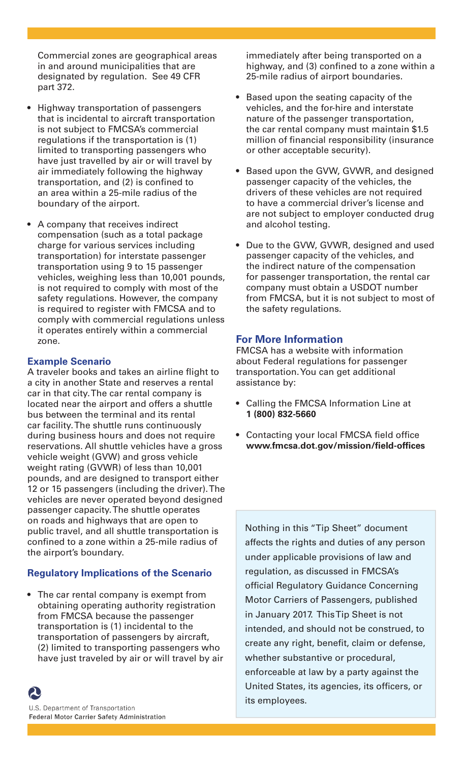Commercial zones are geographical areas in and around municipalities that are designated by regulation. See 49 CFR part 372.

- Highway transportation of passengers that is incidental to aircraft transportation is not subject to FMCSA's commercial regulations if the transportation is (1) limited to transporting passengers who have just travelled by air or will travel by air immediately following the highway transportation, and (2) is confined to an area within a 25-mile radius of the boundary of the airport.
- A company that receives indirect compensation (such as a total package charge for various services including transportation) for interstate passenger transportation using 9 to 15 passenger vehicles, weighing less than 10,001 pounds, is not required to comply with most of the safety regulations. However, the company is required to register with FMCSA and to comply with commercial regulations unless it operates entirely within a commercial zone.

### Example Scenario

A traveler books and takes an airline flight to a city in another State and reserves a rental car in that city. The car rental company is located near the airport and offers a shuttle bus between the terminal and its rental car facility. The shuttle runs continuously during business hours and does not require reservations. All shuttle vehicles have a gross vehicle weight (GVW) and gross vehicle weight rating (GVWR) of less than 10,001 pounds, and are designed to transport either 12 or 15 passengers (including the driver). The vehicles are never operated beyond designed passenger capacity. The shuttle operates on roads and highways that are open to public travel, and all shuttle transportation is confined to a zone within a 25-mile radius of the airport's boundary.

### Regulatory Implications of the Scenario

- The car rental company is exempt from obtaining operating authority registration from FMCSA because the passenger transportation is (1) incidental to the transportation of passengers by aircraft, (2) limited to transporting passengers who have just traveled by air or will travel by air immediately after being transported on a highway, and (3) confined to a zone within a 25-mile radius of airport boundaries.
- Based upon the seating capacity of the vehicles, and the for-hire and interstate nature of the passenger transportation, the car rental company must maintain $1.5 million of financial responsibility (insurance or other acceptable security).
- Based upon the GVW, GVWR, and designed passenger capacity of the vehicles, the drivers of these vehicles are not required to have a commercial driver's license and are not subject to employer conducted drug and alcohol testing.
- Due to the GVW, GVWR, designed and used passenger capacity of the vehicles, and the indirect nature of the compensation for passenger transportation, the rental car company must obtain a USDOT number from FMCSA, but it is not subject to most of the safety regulations.

### For More Information

FMCSA has a website with information about Federal regulations for passenger transportation. You can get additional assistance by:

- Calling the FMCSA Information Line at **1 (800) 832-5660**
- Contacting your local FMCSA field office **www.fmcsa.dot.gov/mission/field-offices**

Nothing in this "Tip Sheet" document affects the rights and duties of any person under applicable provisions of law and regulation, as discussed in FMCSA's official Regulatory Guidance Concerning Motor Carriers of Passengers, published in January 2017. This Tip Sheet is not intended, and should not be construed, to create any right, benefit, claim or defense, whether substantive or procedural, enforceable at law by a party against the United States, its agencies, its officers, or its employees.

U.S. Department of Transportation
**Federal Motor Carrier Safety Administration**